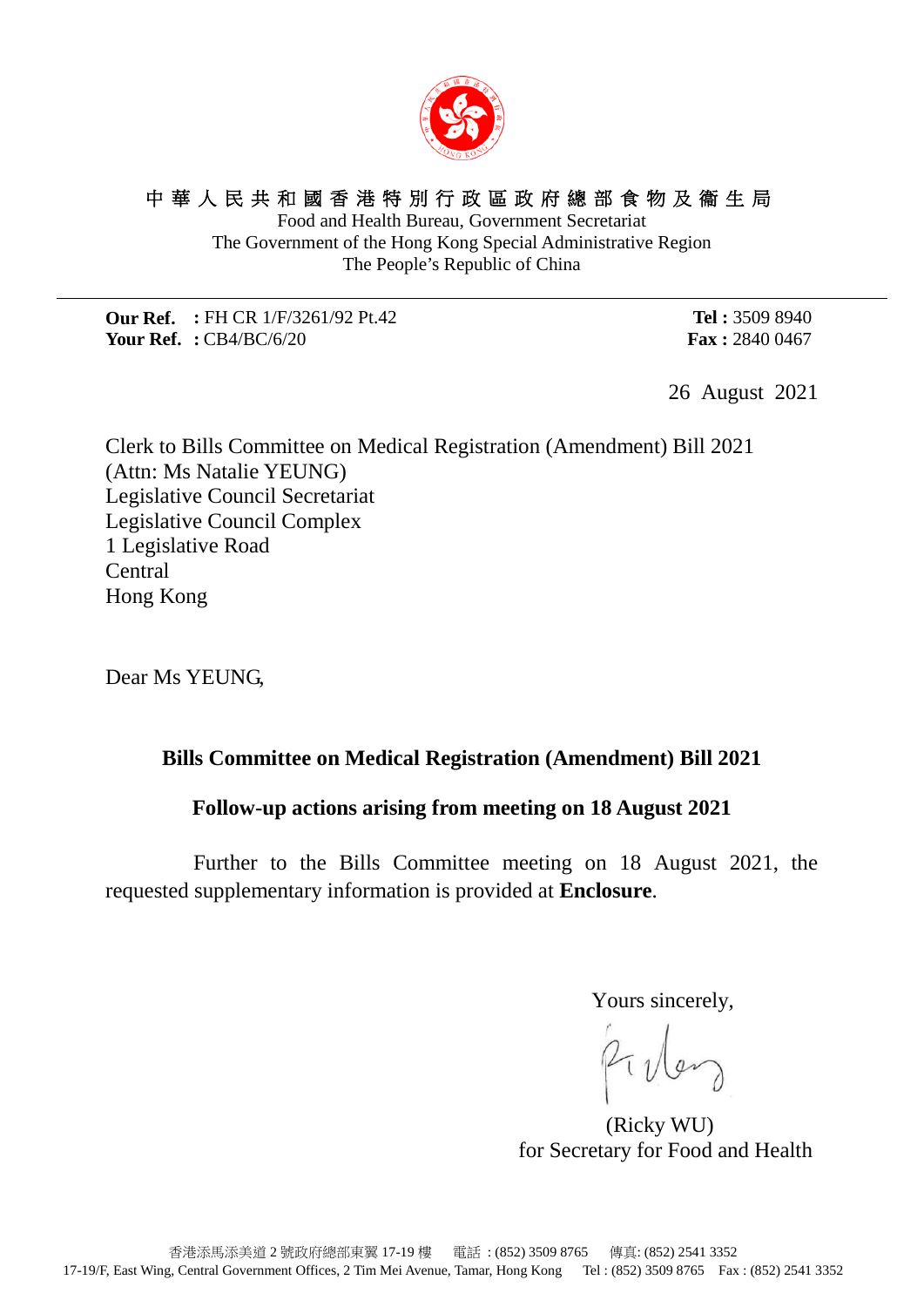中 華 人 民 共 和 國 香 港 特 別 行 政 區 政 府 總 部 食 物 及 衞 生 局

Food and Health Bureau, Government Secretariat
The Government of the Hong Kong Special Administrative Region
The People's Republic of China

---

**Our Ref. :** FH CR 1/F/3261/92 Pt.42
**Your Ref. :** CB4/BC/6/20

**Tel :** 3509 8940
**Fax :** 2840 0467

26 August 2021

Clerk to Bills Committee on Medical Registration (Amendment) Bill 2021
(Attn: Ms Natalie YEUNG)
Legislative Council Secretariat
Legislative Council Complex
1 Legislative Road
Central
Hong Kong

Dear Ms YEUNG,

**Bills Committee on Medical Registration (Amendment) Bill 2021**

**Follow-up actions arising from meeting on 18 August 2021**

Further to the Bills Committee meeting on 18 August 2021, the requested supplementary information is provided at **Enclosure**.

Yours sincerely,

(Ricky WU)
for Secretary for Food and Health

香港添馬添美道 2 號政府總部東翼 17-19 樓　電話 : (852) 3509 8765　傳真: (852) 2541 3352
17-19/F, East Wing, Central Government Offices, 2 Tim Mei Avenue, Tamar, Hong Kong　Tel : (852) 3509 8765　Fax : (852) 2541 3352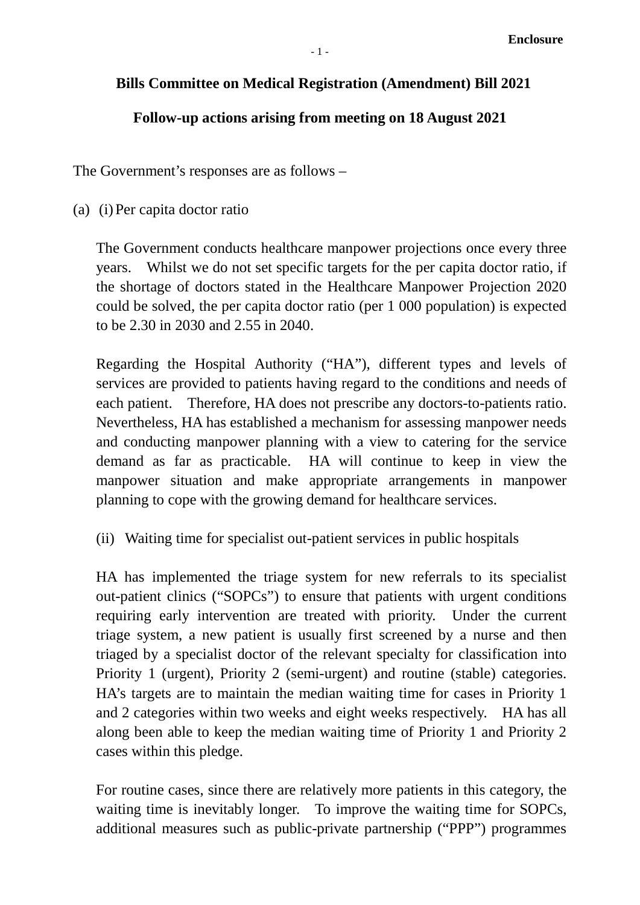Enclosure

**Bills Committee on Medical Registration (Amendment) Bill 2021**

**Follow-up actions arising from meeting on 18 August 2021**

The Government's responses are as follows –

(a) (i) Per capita doctor ratio

The Government conducts healthcare manpower projections once every three years. Whilst we do not set specific targets for the per capita doctor ratio, if the shortage of doctors stated in the Healthcare Manpower Projection 2020 could be solved, the per capita doctor ratio (per 1 000 population) is expected to be 2.30 in 2030 and 2.55 in 2040.

Regarding the Hospital Authority ("HA"), different types and levels of services are provided to patients having regard to the conditions and needs of each patient. Therefore, HA does not prescribe any doctors-to-patients ratio. Nevertheless, HA has established a mechanism for assessing manpower needs and conducting manpower planning with a view to catering for the service demand as far as practicable. HA will continue to keep in view the manpower situation and make appropriate arrangements in manpower planning to cope with the growing demand for healthcare services.

(ii) Waiting time for specialist out-patient services in public hospitals

HA has implemented the triage system for new referrals to its specialist out-patient clinics ("SOPCs") to ensure that patients with urgent conditions requiring early intervention are treated with priority. Under the current triage system, a new patient is usually first screened by a nurse and then triaged by a specialist doctor of the relevant specialty for classification into Priority 1 (urgent), Priority 2 (semi-urgent) and routine (stable) categories. HA's targets are to maintain the median waiting time for cases in Priority 1 and 2 categories within two weeks and eight weeks respectively. HA has all along been able to keep the median waiting time of Priority 1 and Priority 2 cases within this pledge.

For routine cases, since there are relatively more patients in this category, the waiting time is inevitably longer. To improve the waiting time for SOPCs, additional measures such as public-private partnership ("PPP") programmes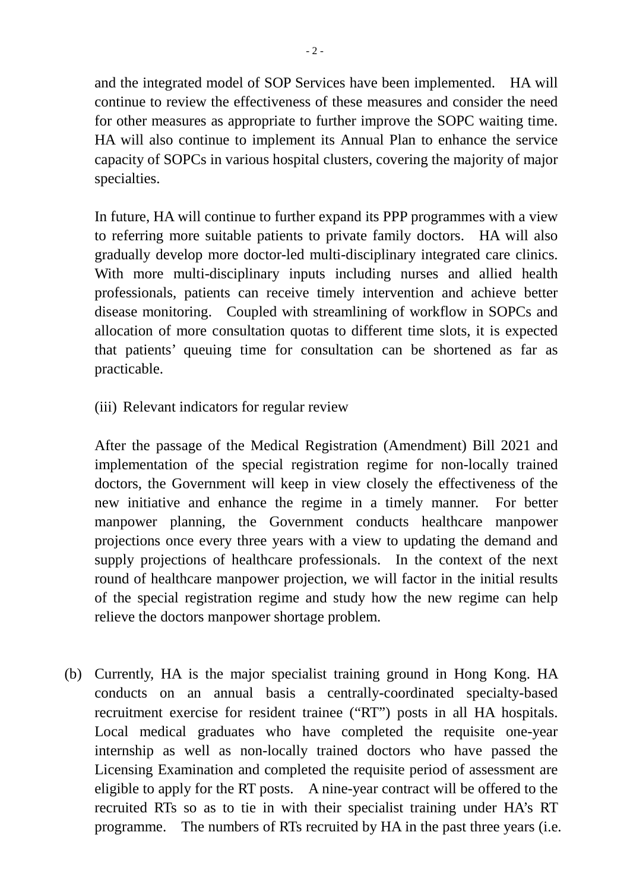and the integrated model of SOP Services have been implemented. HA will continue to review the effectiveness of these measures and consider the need for other measures as appropriate to further improve the SOPC waiting time. HA will also continue to implement its Annual Plan to enhance the service capacity of SOPCs in various hospital clusters, covering the majority of major specialties.

In future, HA will continue to further expand its PPP programmes with a view to referring more suitable patients to private family doctors. HA will also gradually develop more doctor-led multi-disciplinary integrated care clinics. With more multi-disciplinary inputs including nurses and allied health professionals, patients can receive timely intervention and achieve better disease monitoring. Coupled with streamlining of workflow in SOPCs and allocation of more consultation quotas to different time slots, it is expected that patients' queuing time for consultation can be shortened as far as practicable.

(iii) Relevant indicators for regular review

After the passage of the Medical Registration (Amendment) Bill 2021 and implementation of the special registration regime for non-locally trained doctors, the Government will keep in view closely the effectiveness of the new initiative and enhance the regime in a timely manner. For better manpower planning, the Government conducts healthcare manpower projections once every three years with a view to updating the demand and supply projections of healthcare professionals. In the context of the next round of healthcare manpower projection, we will factor in the initial results of the special registration regime and study how the new regime can help relieve the doctors manpower shortage problem.

(b) Currently, HA is the major specialist training ground in Hong Kong. HA conducts on an annual basis a centrally-coordinated specialty-based recruitment exercise for resident trainee ("RT") posts in all HA hospitals. Local medical graduates who have completed the requisite one-year internship as well as non-locally trained doctors who have passed the Licensing Examination and completed the requisite period of assessment are eligible to apply for the RT posts. A nine-year contract will be offered to the recruited RTs so as to tie in with their specialist training under HA's RT programme. The numbers of RTs recruited by HA in the past three years (i.e.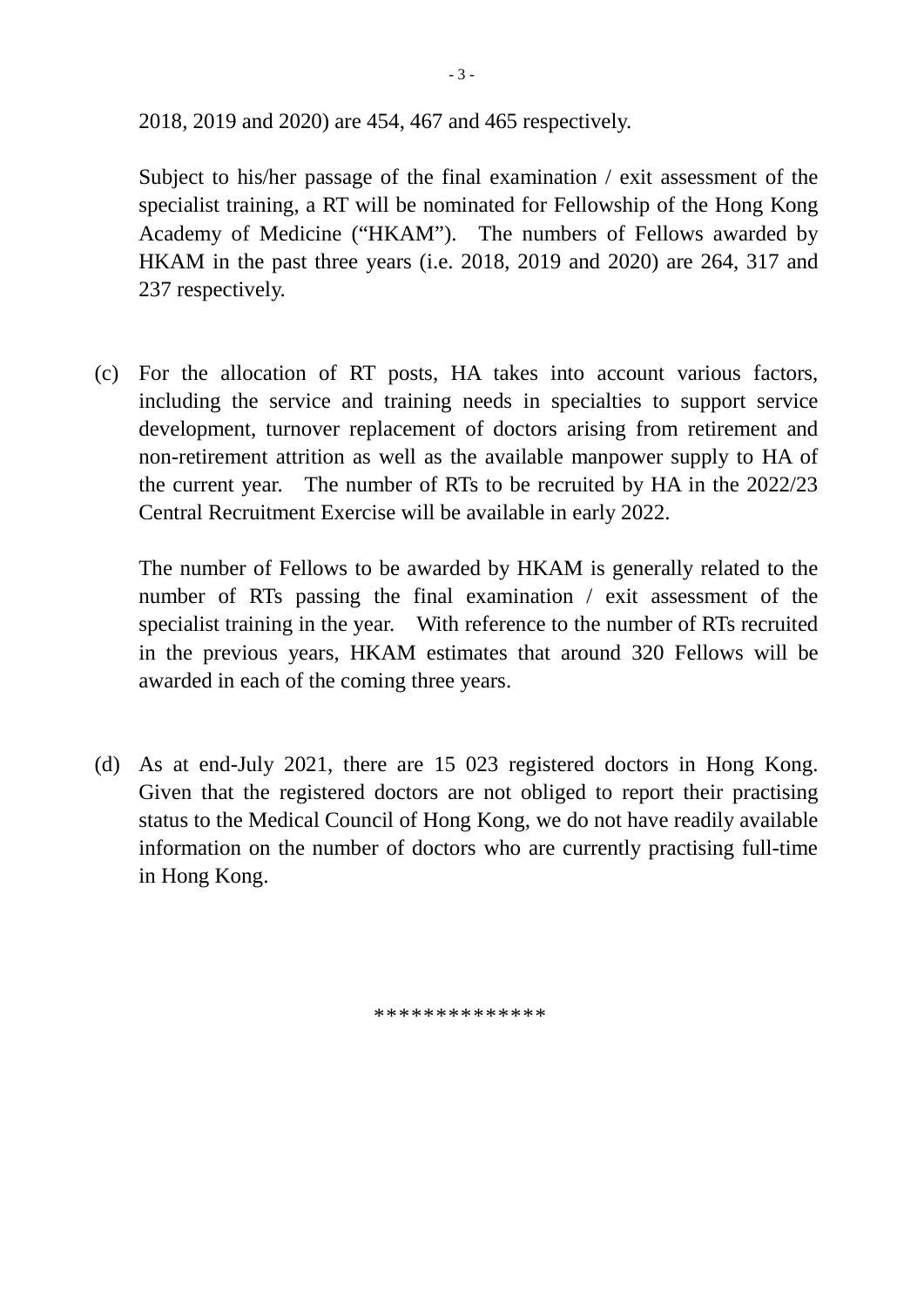2018, 2019 and 2020) are 454, 467 and 465 respectively.

Subject to his/her passage of the final examination / exit assessment of the specialist training, a RT will be nominated for Fellowship of the Hong Kong Academy of Medicine ("HKAM"). The numbers of Fellows awarded by HKAM in the past three years (i.e. 2018, 2019 and 2020) are 264, 317 and 237 respectively.

(c) For the allocation of RT posts, HA takes into account various factors, including the service and training needs in specialties to support service development, turnover replacement of doctors arising from retirement and non-retirement attrition as well as the available manpower supply to HA of the current year. The number of RTs to be recruited by HA in the 2022/23 Central Recruitment Exercise will be available in early 2022.

The number of Fellows to be awarded by HKAM is generally related to the number of RTs passing the final examination / exit assessment of the specialist training in the year. With reference to the number of RTs recruited in the previous years, HKAM estimates that around 320 Fellows will be awarded in each of the coming three years.

(d) As at end-July 2021, there are 15 023 registered doctors in Hong Kong. Given that the registered doctors are not obliged to report their practising status to the Medical Council of Hong Kong, we do not have readily available information on the number of doctors who are currently practising full-time in Hong Kong.

**************